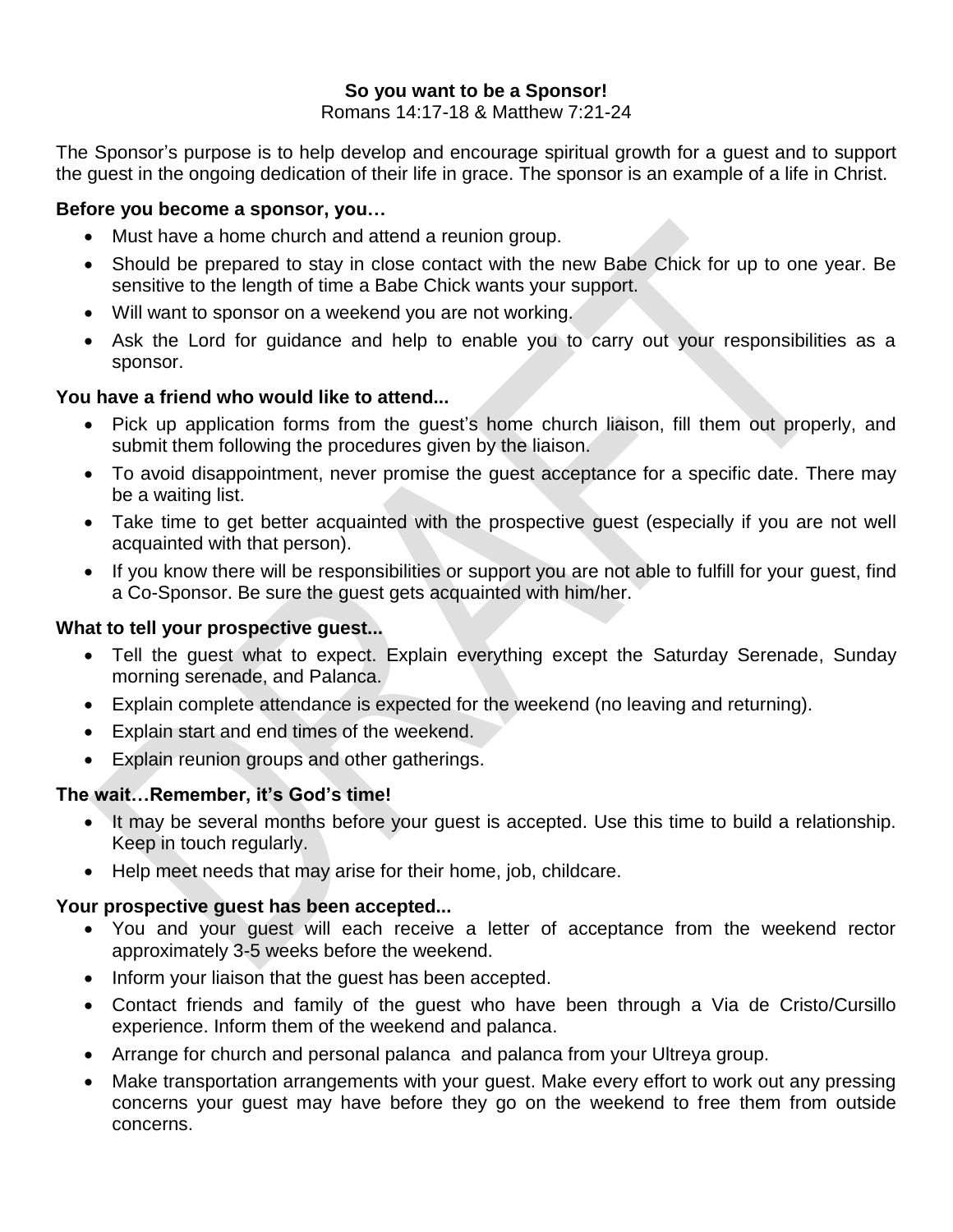**So you want to be a Sponsor!**

Romans 14:17-18 & Matthew 7:21-24

The Sponsor's purpose is to help develop and encourage spiritual growth for a guest and to support the guest in the ongoing dedication of their life in grace. The sponsor is an example of a life in Christ.

**Before you become a sponsor, you…**

- Must have a home church and attend a reunion group.
- Should be prepared to stay in close contact with the new Babe Chick for up to one year. Be sensitive to the length of time a Babe Chick wants your support.
- Will want to sponsor on a weekend you are not working.
- Ask the Lord for guidance and help to enable you to carry out your responsibilities as a sponsor.

**You have a friend who would like to attend...**

- Pick up application forms from the guest's home church liaison, fill them out properly, and submit them following the procedures given by the liaison.
- To avoid disappointment, never promise the guest acceptance for a specific date. There may be a waiting list.
- Take time to get better acquainted with the prospective guest (especially if you are not well acquainted with that person).
- If you know there will be responsibilities or support you are not able to fulfill for your guest, find a Co-Sponsor. Be sure the guest gets acquainted with him/her.

**What to tell your prospective guest...**

- Tell the guest what to expect. Explain everything except the Saturday Serenade, Sunday morning serenade, and Palanca.
- Explain complete attendance is expected for the weekend (no leaving and returning).
- Explain start and end times of the weekend.
- Explain reunion groups and other gatherings.

**The wait…Remember, it's God's time!**

- It may be several months before your guest is accepted. Use this time to build a relationship. Keep in touch regularly.
- Help meet needs that may arise for their home, job, childcare.

**Your prospective guest has been accepted...**

- You and your guest will each receive a letter of acceptance from the weekend rector approximately 3-5 weeks before the weekend.
- Inform your liaison that the guest has been accepted.
- Contact friends and family of the guest who have been through a Via de Cristo/Cursillo experience. Inform them of the weekend and palanca.
- Arrange for church and personal palanca and palanca from your Ultreya group.
- Make transportation arrangements with your guest. Make every effort to work out any pressing concerns your guest may have before they go on the weekend to free them from outside concerns.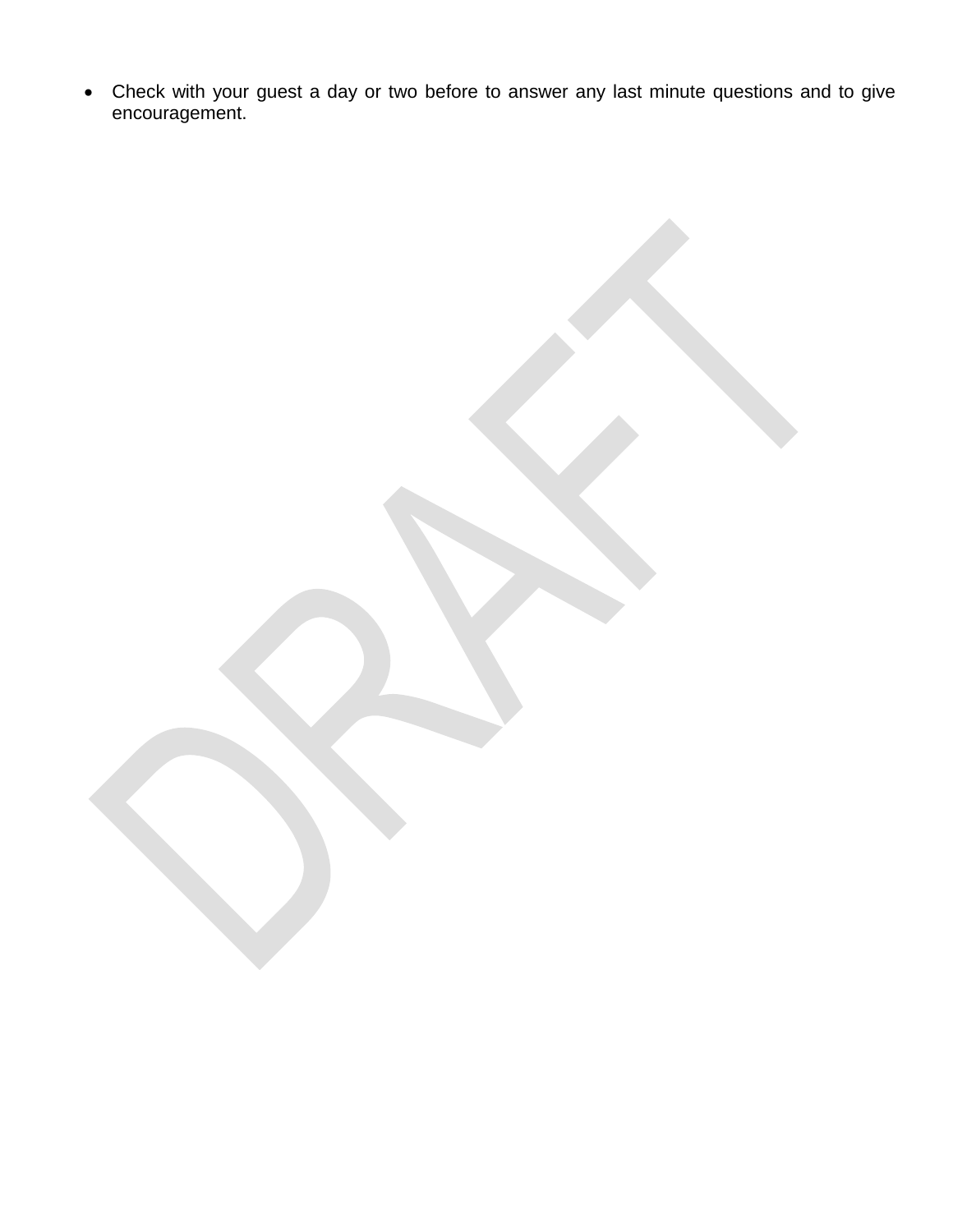- Check with your guest a day or two before to answer any last minute questions and to give encouragement.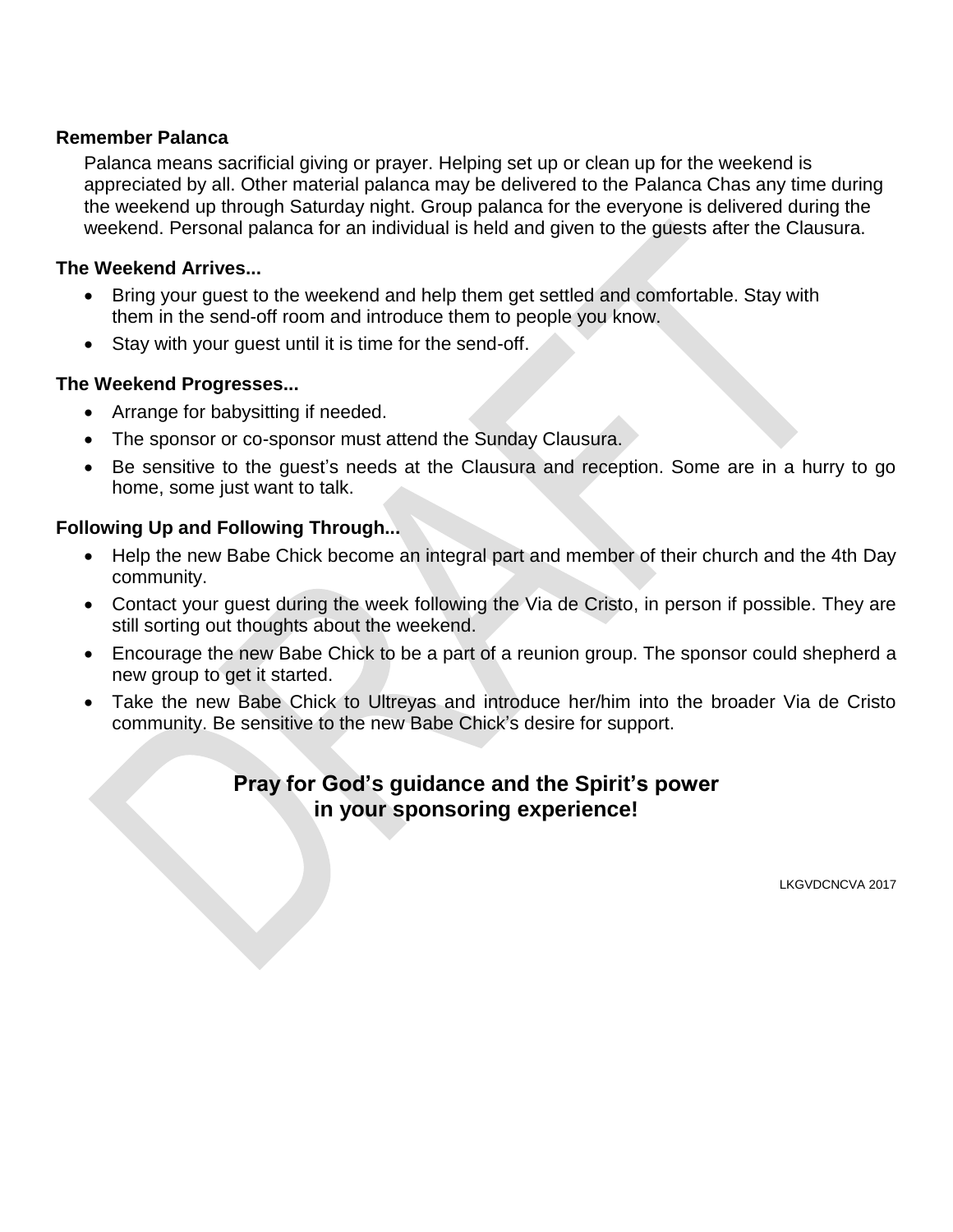**Remember Palanca**

Palanca means sacrificial giving or prayer. Helping set up or clean up for the weekend is appreciated by all. Other material palanca may be delivered to the Palanca Chas any time during the weekend up through Saturday night. Group palanca for the everyone is delivered during the weekend. Personal palanca for an individual is held and given to the guests after the Clausura.

**The Weekend Arrives...**

- Bring your guest to the weekend and help them get settled and comfortable. Stay with them in the send-off room and introduce them to people you know.
- Stay with your guest until it is time for the send-off.

**The Weekend Progresses...**

- Arrange for babysitting if needed.
- The sponsor or co-sponsor must attend the Sunday Clausura.
- Be sensitive to the guest's needs at the Clausura and reception. Some are in a hurry to go home, some just want to talk.

**Following Up and Following Through...**

- Help the new Babe Chick become an integral part and member of their church and the 4th Day community.
- Contact your guest during the week following the Via de Cristo, in person if possible. They are still sorting out thoughts about the weekend.
- Encourage the new Babe Chick to be a part of a reunion group. The sponsor could shepherd a new group to get it started.
- Take the new Babe Chick to Ultreyas and introduce her/him into the broader Via de Cristo community. Be sensitive to the new Babe Chick's desire for support.

**Pray for God's guidance and the Spirit's power in your sponsoring experience!**

LKGVDCNCVA 2017